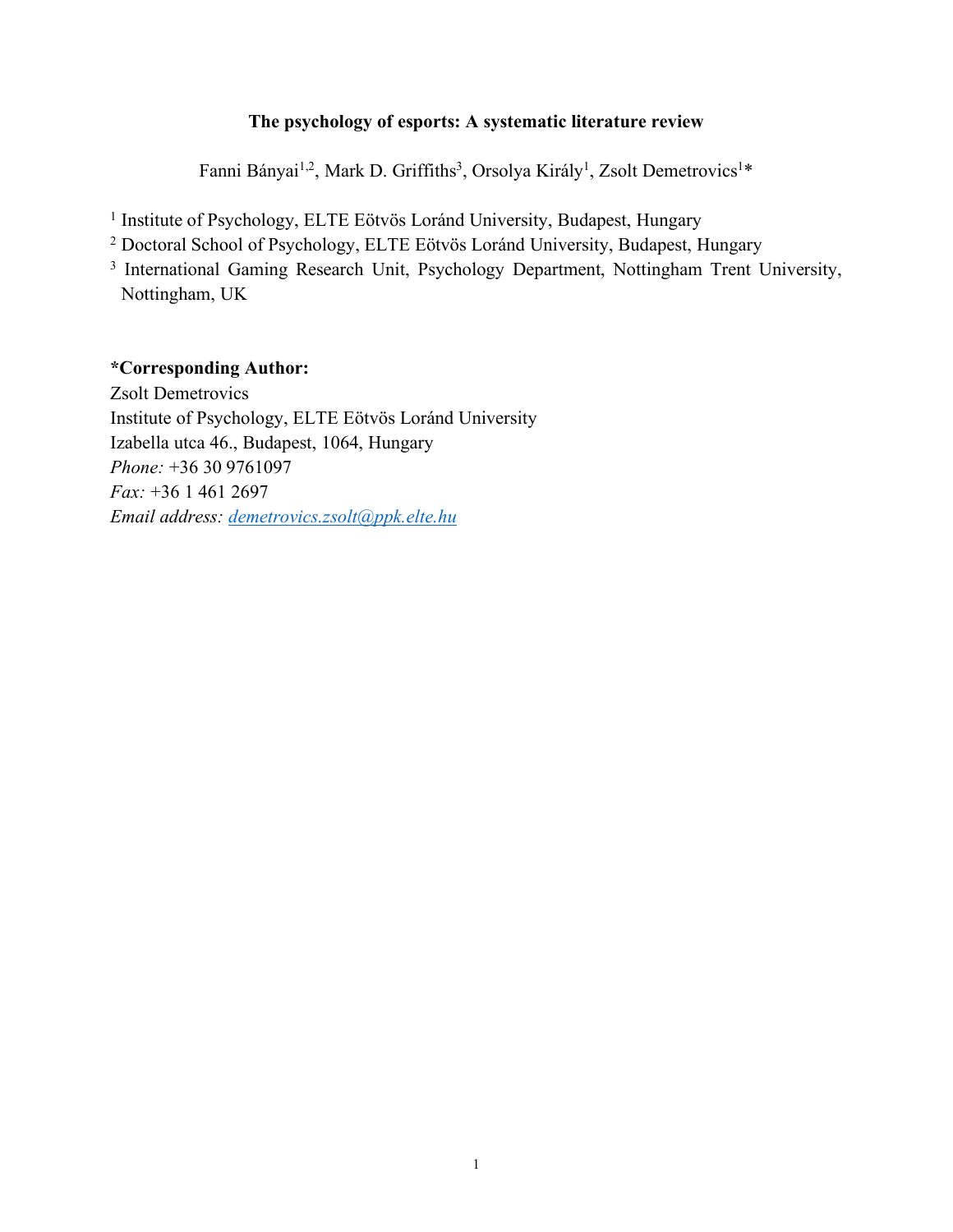# The psychology of esports: A systematic literature review

Fanni Bányai[1,2], Mark D. Griffiths[3], Orsolya Király[1], Zsolt Demetrovics[1]*

[1] Institute of Psychology, ELTE Eötvös Loránd University, Budapest, Hungary

[2] Doctoral School of Psychology, ELTE Eötvös Loránd University, Budapest, Hungary

[3] International Gaming Research Unit, Psychology Department, Nottingham Trent University, Nottingham, UK

**\*Corresponding Author:**

Zsolt Demetrovics

Institute of Psychology, ELTE Eötvös Loránd University

Izabella utca 46., Budapest, 1064, Hungary

*Phone:* +36 30 9761097

*Fax:* +36 1 461 2697

*Email address:* demetrovics.zsolt@ppk.elte.hu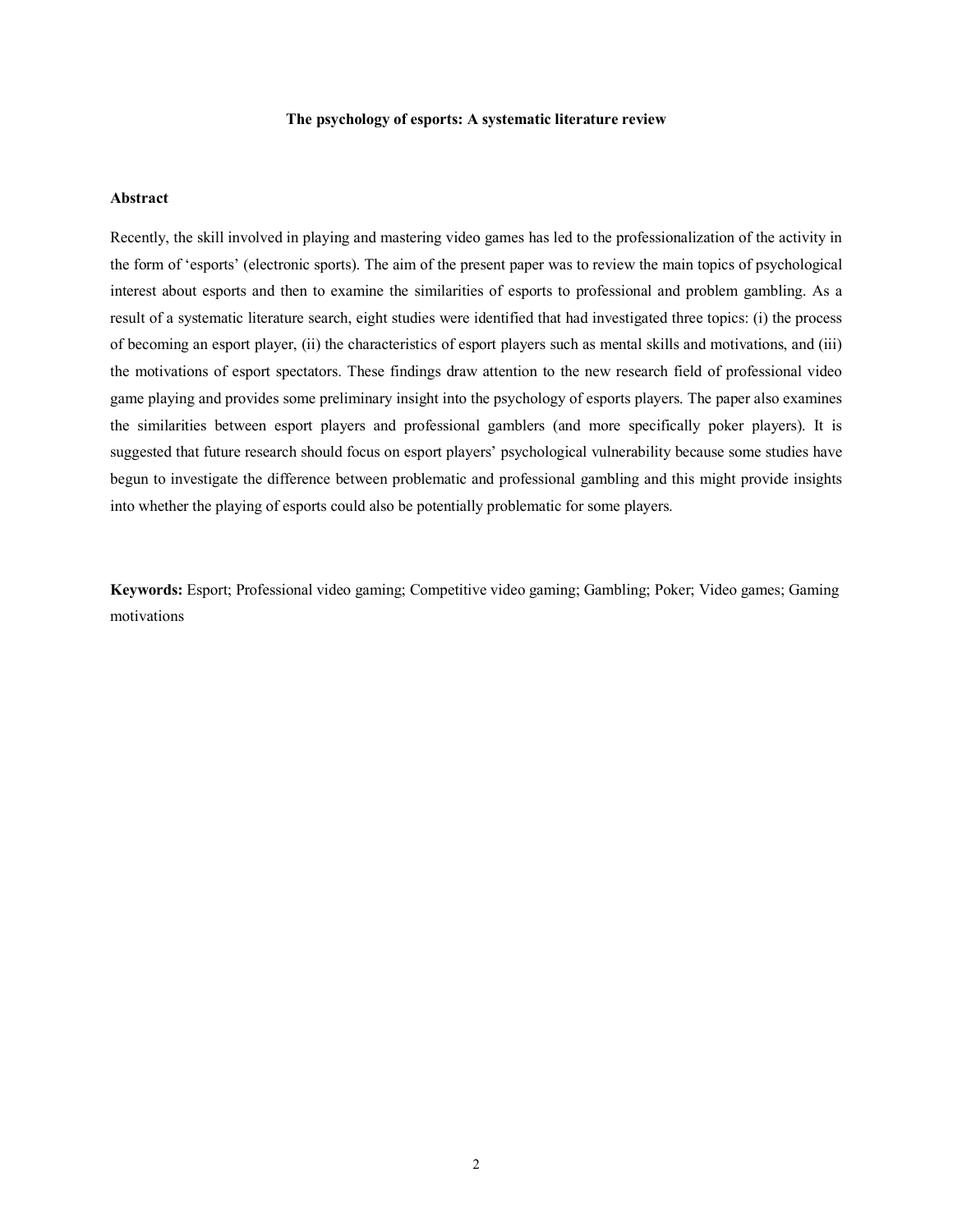# The psychology of esports: A systematic literature review

## Abstract

Recently, the skill involved in playing and mastering video games has led to the professionalization of the activity in the form of 'esports' (electronic sports). The aim of the present paper was to review the main topics of psychological interest about esports and then to examine the similarities of esports to professional and problem gambling. As a result of a systematic literature search, eight studies were identified that had investigated three topics: (i) the process of becoming an esport player, (ii) the characteristics of esport players such as mental skills and motivations, and (iii) the motivations of esport spectators. These findings draw attention to the new research field of professional video game playing and provides some preliminary insight into the psychology of esports players. The paper also examines the similarities between esport players and professional gamblers (and more specifically poker players). It is suggested that future research should focus on esport players' psychological vulnerability because some studies have begun to investigate the difference between problematic and professional gambling and this might provide insights into whether the playing of esports could also be potentially problematic for some players.

**Keywords:** Esport; Professional video gaming; Competitive video gaming; Gambling; Poker; Video games; Gaming motivations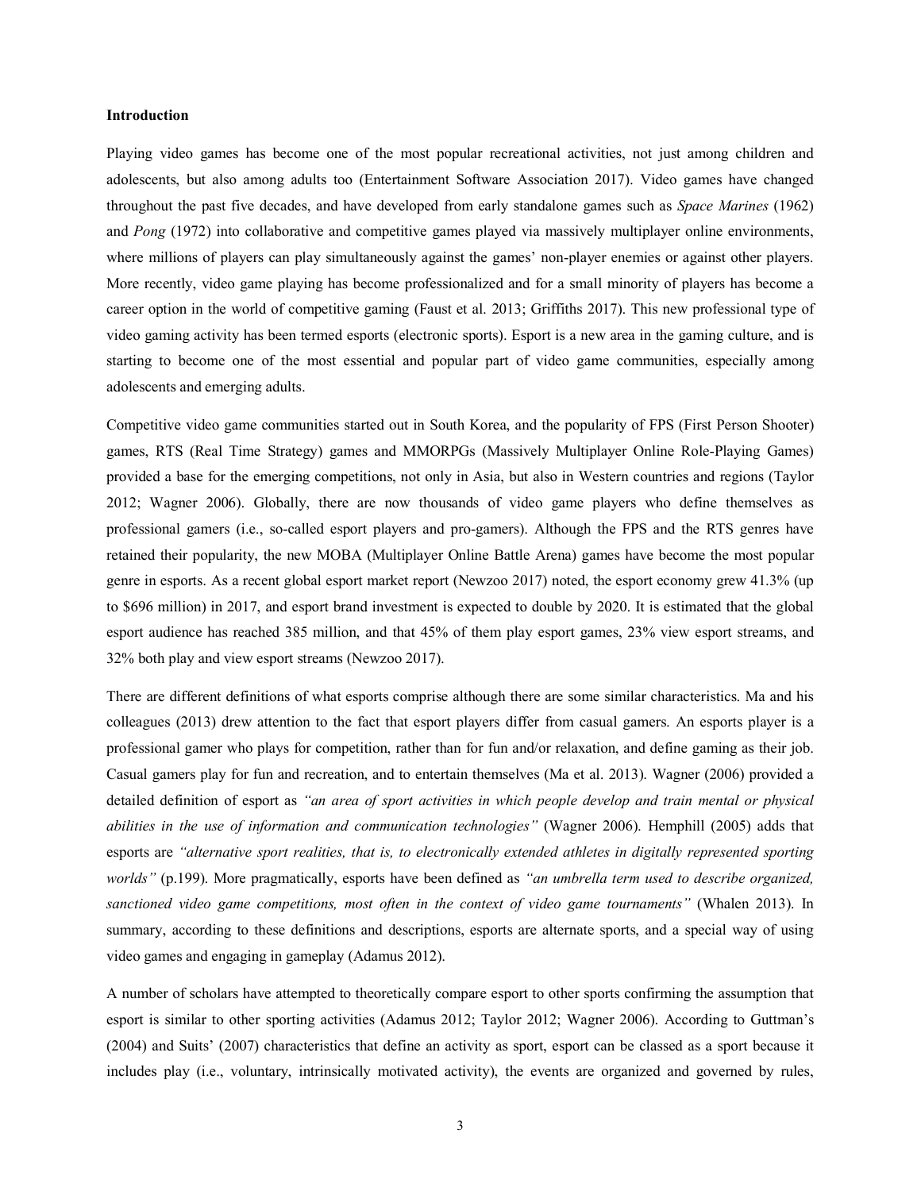**Introduction**

Playing video games has become one of the most popular recreational activities, not just among children and adolescents, but also among adults too (Entertainment Software Association 2017). Video games have changed throughout the past five decades, and have developed from early standalone games such as *Space Marines* (1962) and *Pong* (1972) into collaborative and competitive games played via massively multiplayer online environments, where millions of players can play simultaneously against the games' non-player enemies or against other players. More recently, video game playing has become professionalized and for a small minority of players has become a career option in the world of competitive gaming (Faust et al. 2013; Griffiths 2017). This new professional type of video gaming activity has been termed esports (electronic sports). Esport is a new area in the gaming culture, and is starting to become one of the most essential and popular part of video game communities, especially among adolescents and emerging adults.

Competitive video game communities started out in South Korea, and the popularity of FPS (First Person Shooter) games, RTS (Real Time Strategy) games and MMORPGs (Massively Multiplayer Online Role-Playing Games) provided a base for the emerging competitions, not only in Asia, but also in Western countries and regions (Taylor 2012; Wagner 2006). Globally, there are now thousands of video game players who define themselves as professional gamers (i.e., so-called esport players and pro-gamers). Although the FPS and the RTS genres have retained their popularity, the new MOBA (Multiplayer Online Battle Arena) games have become the most popular genre in esports. As a recent global esport market report (Newzoo 2017) noted, the esport economy grew 41.3% (up to $696 million) in 2017, and esport brand investment is expected to double by 2020. It is estimated that the global esport audience has reached 385 million, and that 45% of them play esport games, 23% view esport streams, and 32% both play and view esport streams (Newzoo 2017).

There are different definitions of what esports comprise although there are some similar characteristics. Ma and his colleagues (2013) drew attention to the fact that esport players differ from casual gamers. An esports player is a professional gamer who plays for competition, rather than for fun and/or relaxation, and define gaming as their job. Casual gamers play for fun and recreation, and to entertain themselves (Ma et al. 2013). Wagner (2006) provided a detailed definition of esport as *"an area of sport activities in which people develop and train mental or physical abilities in the use of information and communication technologies"* (Wagner 2006). Hemphill (2005) adds that esports are *"alternative sport realities, that is, to electronically extended athletes in digitally represented sporting worlds"* (p.199). More pragmatically, esports have been defined as *"an umbrella term used to describe organized, sanctioned video game competitions, most often in the context of video game tournaments"* (Whalen 2013). In summary, according to these definitions and descriptions, esports are alternate sports, and a special way of using video games and engaging in gameplay (Adamus 2012).

A number of scholars have attempted to theoretically compare esport to other sports confirming the assumption that esport is similar to other sporting activities (Adamus 2012; Taylor 2012; Wagner 2006). According to Guttman's (2004) and Suits' (2007) characteristics that define an activity as sport, esport can be classed as a sport because it includes play (i.e., voluntary, intrinsically motivated activity), the events are organized and governed by rules,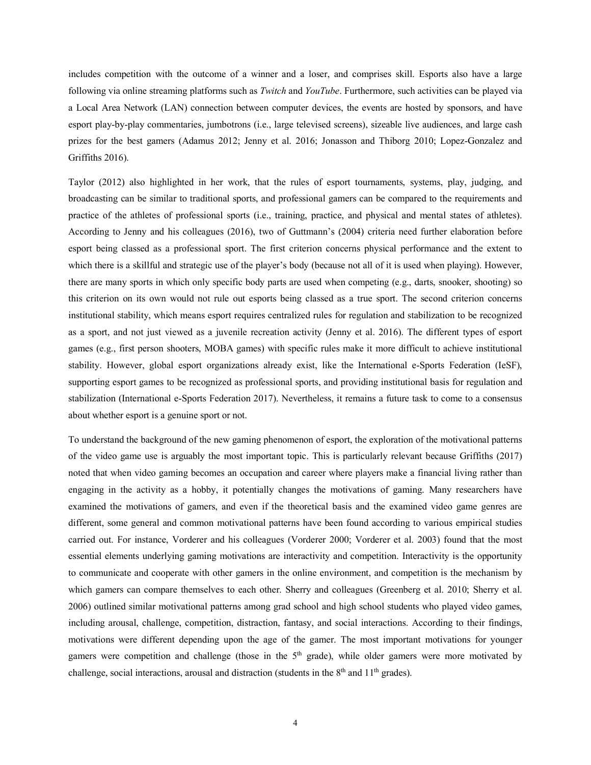includes competition with the outcome of a winner and a loser, and comprises skill. Esports also have a large following via online streaming platforms such as *Twitch* and *YouTube*. Furthermore, such activities can be played via a Local Area Network (LAN) connection between computer devices, the events are hosted by sponsors, and have esport play-by-play commentaries, jumbotrons (i.e., large televised screens), sizeable live audiences, and large cash prizes for the best gamers (Adamus 2012; Jenny et al. 2016; Jonasson and Thiborg 2010; Lopez-Gonzalez and Griffiths 2016).

Taylor (2012) also highlighted in her work, that the rules of esport tournaments, systems, play, judging, and broadcasting can be similar to traditional sports, and professional gamers can be compared to the requirements and practice of the athletes of professional sports (i.e., training, practice, and physical and mental states of athletes). According to Jenny and his colleagues (2016), two of Guttmann's (2004) criteria need further elaboration before esport being classed as a professional sport. The first criterion concerns physical performance and the extent to which there is a skillful and strategic use of the player's body (because not all of it is used when playing). However, there are many sports in which only specific body parts are used when competing (e.g., darts, snooker, shooting) so this criterion on its own would not rule out esports being classed as a true sport. The second criterion concerns institutional stability, which means esport requires centralized rules for regulation and stabilization to be recognized as a sport, and not just viewed as a juvenile recreation activity (Jenny et al. 2016). The different types of esport games (e.g., first person shooters, MOBA games) with specific rules make it more difficult to achieve institutional stability. However, global esport organizations already exist, like the International e-Sports Federation (IeSF), supporting esport games to be recognized as professional sports, and providing institutional basis for regulation and stabilization (International e-Sports Federation 2017). Nevertheless, it remains a future task to come to a consensus about whether esport is a genuine sport or not.

To understand the background of the new gaming phenomenon of esport, the exploration of the motivational patterns of the video game use is arguably the most important topic. This is particularly relevant because Griffiths (2017) noted that when video gaming becomes an occupation and career where players make a financial living rather than engaging in the activity as a hobby, it potentially changes the motivations of gaming. Many researchers have examined the motivations of gamers, and even if the theoretical basis and the examined video game genres are different, some general and common motivational patterns have been found according to various empirical studies carried out. For instance, Vorderer and his colleagues (Vorderer 2000; Vorderer et al. 2003) found that the most essential elements underlying gaming motivations are interactivity and competition. Interactivity is the opportunity to communicate and cooperate with other gamers in the online environment, and competition is the mechanism by which gamers can compare themselves to each other. Sherry and colleagues (Greenberg et al. 2010; Sherry et al. 2006) outlined similar motivational patterns among grad school and high school students who played video games, including arousal, challenge, competition, distraction, fantasy, and social interactions. According to their findings, motivations were different depending upon the age of the gamer. The most important motivations for younger gamers were competition and challenge (those in the 5th grade), while older gamers were more motivated by challenge, social interactions, arousal and distraction (students in the 8th and 11th grades).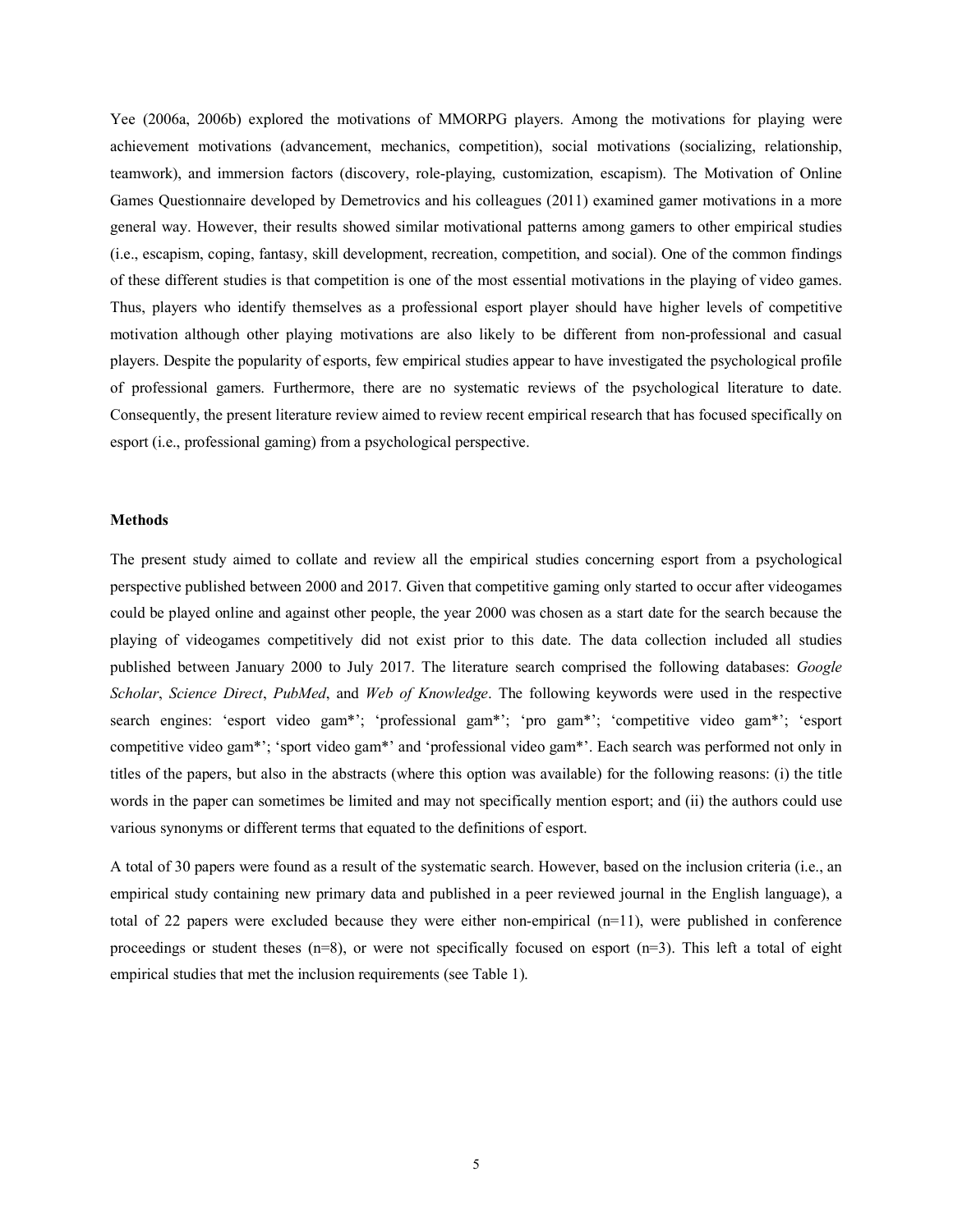Yee (2006a, 2006b) explored the motivations of MMORPG players. Among the motivations for playing were achievement motivations (advancement, mechanics, competition), social motivations (socializing, relationship, teamwork), and immersion factors (discovery, role-playing, customization, escapism). The Motivation of Online Games Questionnaire developed by Demetrovics and his colleagues (2011) examined gamer motivations in a more general way. However, their results showed similar motivational patterns among gamers to other empirical studies (i.e., escapism, coping, fantasy, skill development, recreation, competition, and social). One of the common findings of these different studies is that competition is one of the most essential motivations in the playing of video games. Thus, players who identify themselves as a professional esport player should have higher levels of competitive motivation although other playing motivations are also likely to be different from non-professional and casual players. Despite the popularity of esports, few empirical studies appear to have investigated the psychological profile of professional gamers. Furthermore, there are no systematic reviews of the psychological literature to date. Consequently, the present literature review aimed to review recent empirical research that has focused specifically on esport (i.e., professional gaming) from a psychological perspective.

**Methods**

The present study aimed to collate and review all the empirical studies concerning esport from a psychological perspective published between 2000 and 2017. Given that competitive gaming only started to occur after videogames could be played online and against other people, the year 2000 was chosen as a start date for the search because the playing of videogames competitively did not exist prior to this date. The data collection included all studies published between January 2000 to July 2017. The literature search comprised the following databases: *Google Scholar*, *Science Direct*, *PubMed*, and *Web of Knowledge*. The following keywords were used in the respective search engines: 'esport video gam*'; 'professional gam*'; 'pro gam*'; 'competitive video gam*'; 'esport competitive video gam*'; 'sport video gam*' and 'professional video gam*'. Each search was performed not only in titles of the papers, but also in the abstracts (where this option was available) for the following reasons: (i) the title words in the paper can sometimes be limited and may not specifically mention esport; and (ii) the authors could use various synonyms or different terms that equated to the definitions of esport.

A total of 30 papers were found as a result of the systematic search. However, based on the inclusion criteria (i.e., an empirical study containing new primary data and published in a peer reviewed journal in the English language), a total of 22 papers were excluded because they were either non-empirical (n=11), were published in conference proceedings or student theses (n=8), or were not specifically focused on esport (n=3). This left a total of eight empirical studies that met the inclusion requirements (see Table 1).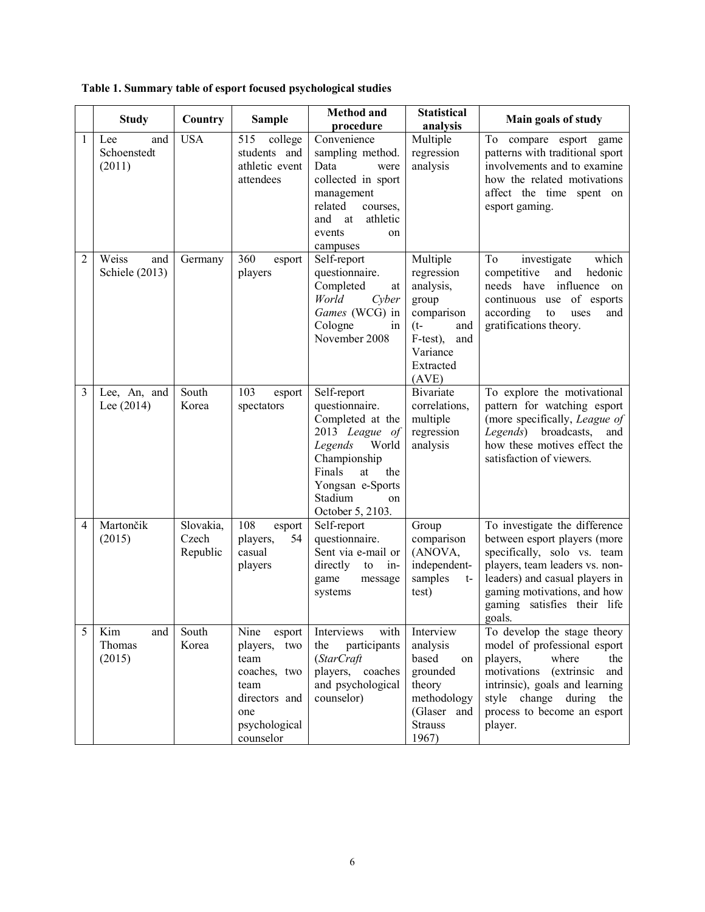**Table 1. Summary table of esport focused psychological studies**

| | Study | Country | Sample | Method and procedure | Statistical analysis | Main goals of study |
|---|---|---|---|---|---|---|
| 1 | Lee and Schoenstedt (2011) | USA | 515 college students and athletic event attendees | Convenience sampling method. Data were collected in sport management related courses, and at athletic events on campuses | Multiple regression analysis | To compare esport game patterns with traditional sport involvements and to examine how the related motivations affect the time spent on esport gaming. |
| 2 | Weiss and Schiele (2013) | Germany | 360 esport players | Self-report questionnaire. Completed at *World Cyber Games* (WCG) in Cologne in November 2008 | Multiple regression analysis, group comparison (t- and F-test), and Variance Extracted (AVE) | To investigate which competitive and hedonic needs have influence on continuous use of esports according to uses and gratifications theory. |
| 3 | Lee, An, and Lee (2014) | South Korea | 103 esport spectators | Self-report questionnaire. Completed at the 2013 *League of Legends* World Championship Finals at the Yongsan e-Sports Stadium on October 5, 2103. | Bivariate correlations, multiple regression analysis | To explore the motivational pattern for watching esport (more specifically, *League of Legends*) broadcasts, and how these motives effect the satisfaction of viewers. |
| 4 | Martončik (2015) | Slovakia, Czech Republic | 108 esport players, 54 casual players | Self-report questionnaire. Sent via e-mail or directly to in-game message systems | Group comparison (ANOVA, independent-samples t-test) | To investigate the difference between esport players (more specifically, solo vs. team players, team leaders vs. non-leaders) and casual players in gaming motivations, and how gaming satisfies their life goals. |
| 5 | Kim and Thomas (2015) | South Korea | Nine esport players, two team coaches, two team directors and one psychological counselor | Interviews with the participants (*StarCraft* players, coaches and psychological counselor) | Interview analysis based on grounded theory methodology (Glaser and Strauss 1967) | To develop the stage theory model of professional esport players, where the motivations (extrinsic and intrinsic), goals and learning style change during the process to become an esport player. |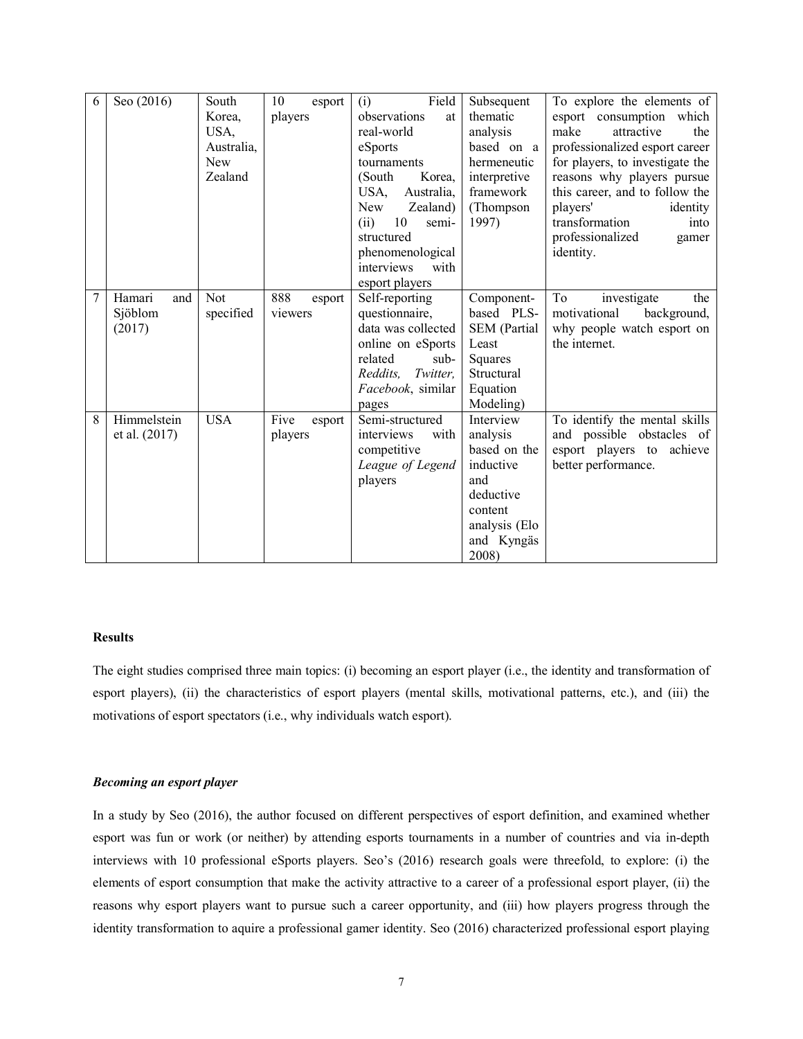| | | | | | | |
|---|---|---|---|---|---|---|
| 6 | Seo (2016) | South Korea, USA, Australia, New Zealand | 10 esport players | (i) Field observations at real-world eSports tournaments (South Korea, USA, Australia, New Zealand) (ii) 10 semi-structured phenomenological interviews with esport players | Subsequent thematic analysis based on a hermeneutic interpretive framework (Thompson 1997) | To explore the elements of esport consumption which make attractive the professionalized esport career for players, to investigate the reasons why players pursue this career, and to follow the players' identity transformation into professionalized gamer identity. |
| 7 | Hamari and Sjöblom (2017) | Not specified | 888 esport viewers | Self-reporting questionnaire, data was collected online on eSports related sub-*Reddits, Twitter, Facebook*, similar pages | Component-based PLS-SEM (Partial Least Squares Structural Equation Modeling) | To investigate the motivational background, why people watch esport on the internet. |
| 8 | Himmelstein et al. (2017) | USA | Five esport players | Semi-structured interviews with competitive *League of Legend* players | Interview analysis based on the inductive and deductive content analysis (Elo and Kyngäs 2008) | To identify the mental skills and possible obstacles of esport players to achieve better performance. |

**Results**

The eight studies comprised three main topics: (i) becoming an esport player (i.e., the identity and transformation of esport players), (ii) the characteristics of esport players (mental skills, motivational patterns, etc.), and (iii) the motivations of esport spectators (i.e., why individuals watch esport).

***Becoming an esport player***

In a study by Seo (2016), the author focused on different perspectives of esport definition, and examined whether esport was fun or work (or neither) by attending esports tournaments in a number of countries and via in-depth interviews with 10 professional eSports players. Seo's (2016) research goals were threefold, to explore: (i) the elements of esport consumption that make the activity attractive to a career of a professional esport player, (ii) the reasons why esport players want to pursue such a career opportunity, and (iii) how players progress through the identity transformation to aquire a professional gamer identity. Seo (2016) characterized professional esport playing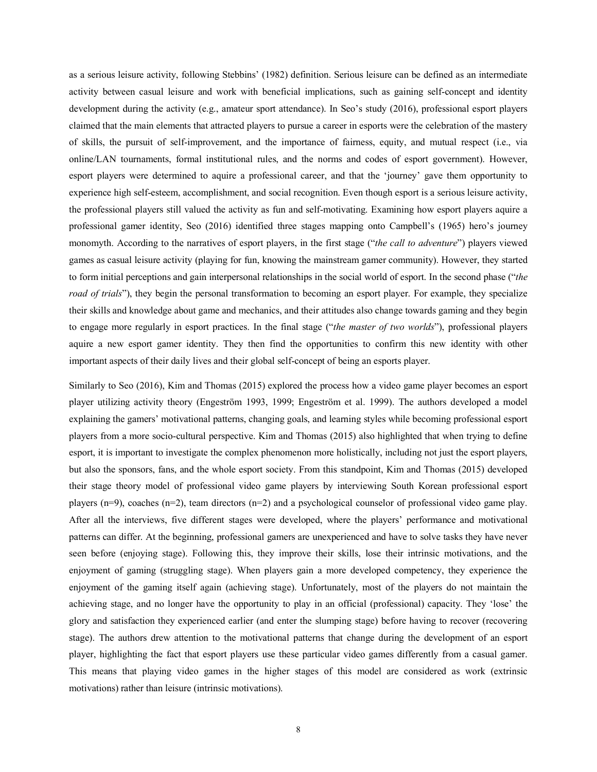as a serious leisure activity, following Stebbins' (1982) definition. Serious leisure can be defined as an intermediate activity between casual leisure and work with beneficial implications, such as gaining self-concept and identity development during the activity (e.g., amateur sport attendance). In Seo's study (2016), professional esport players claimed that the main elements that attracted players to pursue a career in esports were the celebration of the mastery of skills, the pursuit of self-improvement, and the importance of fairness, equity, and mutual respect (i.e., via online/LAN tournaments, formal institutional rules, and the norms and codes of esport government). However, esport players were determined to aquire a professional career, and that the 'journey' gave them opportunity to experience high self-esteem, accomplishment, and social recognition. Even though esport is a serious leisure activity, the professional players still valued the activity as fun and self-motivating. Examining how esport players aquire a professional gamer identity, Seo (2016) identified three stages mapping onto Campbell's (1965) hero's journey monomyth. According to the narratives of esport players, in the first stage ("*the call to adventure*") players viewed games as casual leisure activity (playing for fun, knowing the mainstream gamer community). However, they started to form initial perceptions and gain interpersonal relationships in the social world of esport. In the second phase ("*the road of trials*"), they begin the personal transformation to becoming an esport player. For example, they specialize their skills and knowledge about game and mechanics, and their attitudes also change towards gaming and they begin to engage more regularly in esport practices. In the final stage ("*the master of two worlds*"), professional players aquire a new esport gamer identity. They then find the opportunities to confirm this new identity with other important aspects of their daily lives and their global self-concept of being an esports player.

Similarly to Seo (2016), Kim and Thomas (2015) explored the process how a video game player becomes an esport player utilizing activity theory (Engeström 1993, 1999; Engeström et al. 1999). The authors developed a model explaining the gamers' motivational patterns, changing goals, and learning styles while becoming professional esport players from a more socio-cultural perspective. Kim and Thomas (2015) also highlighted that when trying to define esport, it is important to investigate the complex phenomenon more holistically, including not just the esport players, but also the sponsors, fans, and the whole esport society. From this standpoint, Kim and Thomas (2015) developed their stage theory model of professional video game players by interviewing South Korean professional esport players (n=9), coaches (n=2), team directors (n=2) and a psychological counselor of professional video game play. After all the interviews, five different stages were developed, where the players' performance and motivational patterns can differ. At the beginning, professional gamers are unexperienced and have to solve tasks they have never seen before (enjoying stage). Following this, they improve their skills, lose their intrinsic motivations, and the enjoyment of gaming (struggling stage). When players gain a more developed competency, they experience the enjoyment of the gaming itself again (achieving stage). Unfortunately, most of the players do not maintain the achieving stage, and no longer have the opportunity to play in an official (professional) capacity. They 'lose' the glory and satisfaction they experienced earlier (and enter the slumping stage) before having to recover (recovering stage). The authors drew attention to the motivational patterns that change during the development of an esport player, highlighting the fact that esport players use these particular video games differently from a casual gamer. This means that playing video games in the higher stages of this model are considered as work (extrinsic motivations) rather than leisure (intrinsic motivations).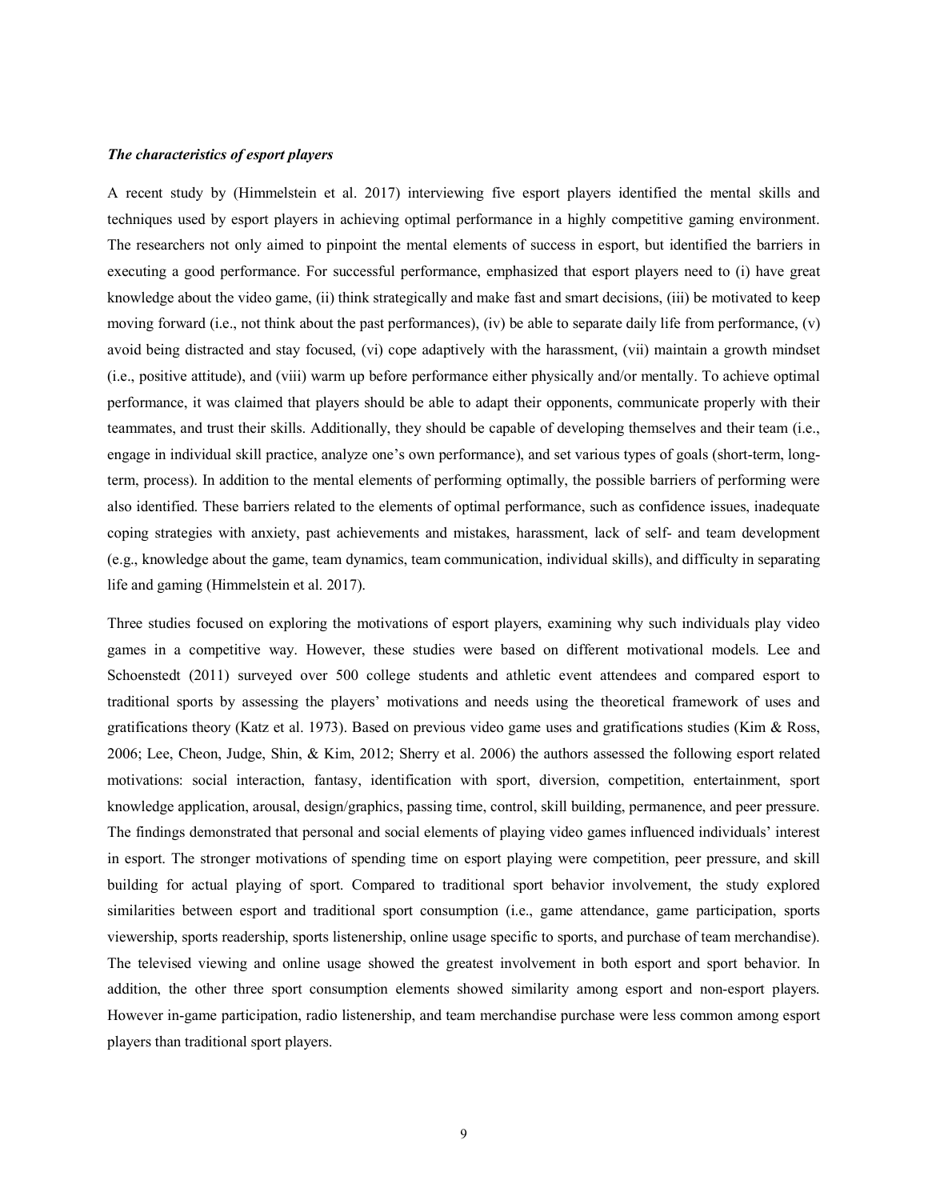***The characteristics of esport players***

A recent study by (Himmelstein et al. 2017) interviewing five esport players identified the mental skills and techniques used by esport players in achieving optimal performance in a highly competitive gaming environment. The researchers not only aimed to pinpoint the mental elements of success in esport, but identified the barriers in executing a good performance. For successful performance, emphasized that esport players need to (i) have great knowledge about the video game, (ii) think strategically and make fast and smart decisions, (iii) be motivated to keep moving forward (i.e., not think about the past performances), (iv) be able to separate daily life from performance, (v) avoid being distracted and stay focused, (vi) cope adaptively with the harassment, (vii) maintain a growth mindset (i.e., positive attitude), and (viii) warm up before performance either physically and/or mentally. To achieve optimal performance, it was claimed that players should be able to adapt their opponents, communicate properly with their teammates, and trust their skills. Additionally, they should be capable of developing themselves and their team (i.e., engage in individual skill practice, analyze one's own performance), and set various types of goals (short-term, long-term, process). In addition to the mental elements of performing optimally, the possible barriers of performing were also identified. These barriers related to the elements of optimal performance, such as confidence issues, inadequate coping strategies with anxiety, past achievements and mistakes, harassment, lack of self- and team development (e.g., knowledge about the game, team dynamics, team communication, individual skills), and difficulty in separating life and gaming (Himmelstein et al. 2017).

Three studies focused on exploring the motivations of esport players, examining why such individuals play video games in a competitive way. However, these studies were based on different motivational models. Lee and Schoenstedt (2011) surveyed over 500 college students and athletic event attendees and compared esport to traditional sports by assessing the players' motivations and needs using the theoretical framework of uses and gratifications theory (Katz et al. 1973). Based on previous video game uses and gratifications studies (Kim & Ross, 2006; Lee, Cheon, Judge, Shin, & Kim, 2012; Sherry et al. 2006) the authors assessed the following esport related motivations: social interaction, fantasy, identification with sport, diversion, competition, entertainment, sport knowledge application, arousal, design/graphics, passing time, control, skill building, permanence, and peer pressure. The findings demonstrated that personal and social elements of playing video games influenced individuals' interest in esport. The stronger motivations of spending time on esport playing were competition, peer pressure, and skill building for actual playing of sport. Compared to traditional sport behavior involvement, the study explored similarities between esport and traditional sport consumption (i.e., game attendance, game participation, sports viewership, sports readership, sports listenership, online usage specific to sports, and purchase of team merchandise). The televised viewing and online usage showed the greatest involvement in both esport and sport behavior. In addition, the other three sport consumption elements showed similarity among esport and non-esport players. However in-game participation, radio listenership, and team merchandise purchase were less common among esport players than traditional sport players.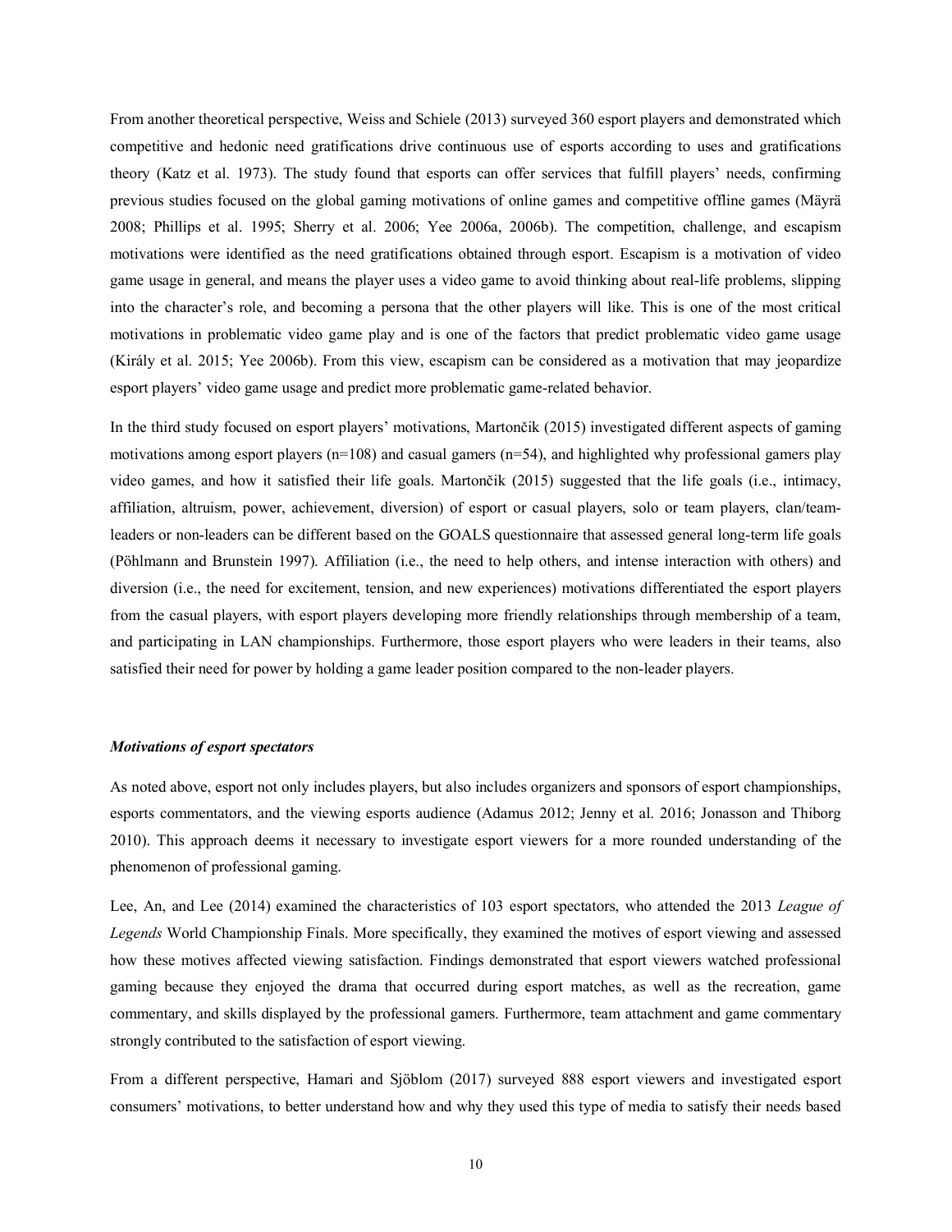From another theoretical perspective, Weiss and Schiele (2013) surveyed 360 esport players and demonstrated which competitive and hedonic need gratifications drive continuous use of esports according to uses and gratifications theory (Katz et al. 1973). The study found that esports can offer services that fulfill players' needs, confirming previous studies focused on the global gaming motivations of online games and competitive offline games (Mäyrä 2008; Phillips et al. 1995; Sherry et al. 2006; Yee 2006a, 2006b). The competition, challenge, and escapism motivations were identified as the need gratifications obtained through esport. Escapism is a motivation of video game usage in general, and means the player uses a video game to avoid thinking about real-life problems, slipping into the character's role, and becoming a persona that the other players will like. This is one of the most critical motivations in problematic video game play and is one of the factors that predict problematic video game usage (Király et al. 2015; Yee 2006b). From this view, escapism can be considered as a motivation that may jeopardize esport players' video game usage and predict more problematic game-related behavior.

In the third study focused on esport players' motivations, Martončik (2015) investigated different aspects of gaming motivations among esport players (n=108) and casual gamers (n=54), and highlighted why professional gamers play video games, and how it satisfied their life goals. Martončik (2015) suggested that the life goals (i.e., intimacy, affiliation, altruism, power, achievement, diversion) of esport or casual players, solo or team players, clan/team-leaders or non-leaders can be different based on the GOALS questionnaire that assessed general long-term life goals (Pöhlmann and Brunstein 1997). Affiliation (i.e., the need to help others, and intense interaction with others) and diversion (i.e., the need for excitement, tension, and new experiences) motivations differentiated the esport players from the casual players, with esport players developing more friendly relationships through membership of a team, and participating in LAN championships. Furthermore, those esport players who were leaders in their teams, also satisfied their need for power by holding a game leader position compared to the non-leader players.

### ***Motivations of esport spectators***

As noted above, esport not only includes players, but also includes organizers and sponsors of esport championships, esports commentators, and the viewing esports audience (Adamus 2012; Jenny et al. 2016; Jonasson and Thiborg 2010). This approach deems it necessary to investigate esport viewers for a more rounded understanding of the phenomenon of professional gaming.

Lee, An, and Lee (2014) examined the characteristics of 103 esport spectators, who attended the 2013 *League of Legends* World Championship Finals. More specifically, they examined the motives of esport viewing and assessed how these motives affected viewing satisfaction. Findings demonstrated that esport viewers watched professional gaming because they enjoyed the drama that occurred during esport matches, as well as the recreation, game commentary, and skills displayed by the professional gamers. Furthermore, team attachment and game commentary strongly contributed to the satisfaction of esport viewing.

From a different perspective, Hamari and Sjöblom (2017) surveyed 888 esport viewers and investigated esport consumers' motivations, to better understand how and why they used this type of media to satisfy their needs based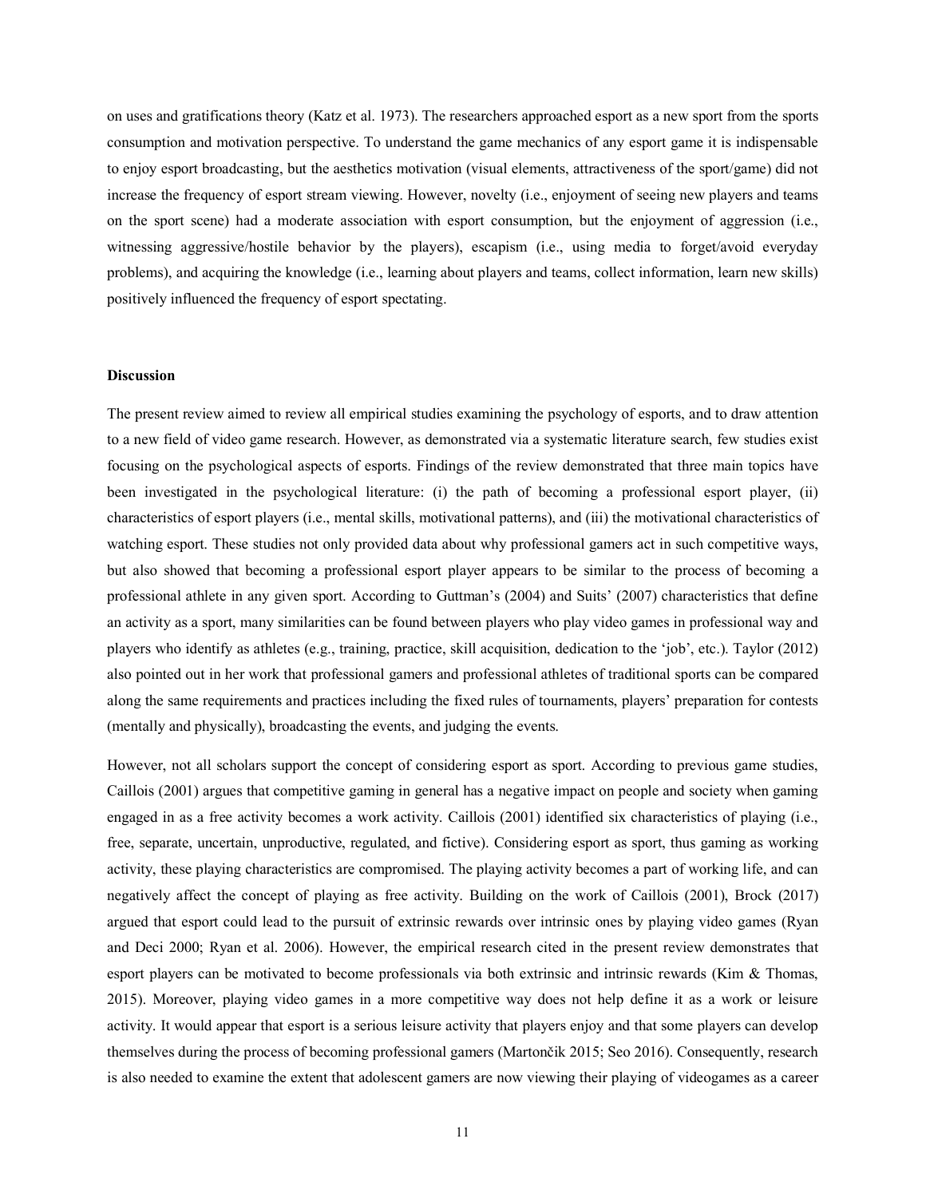on uses and gratifications theory (Katz et al. 1973). The researchers approached esport as a new sport from the sports consumption and motivation perspective. To understand the game mechanics of any esport game it is indispensable to enjoy esport broadcasting, but the aesthetics motivation (visual elements, attractiveness of the sport/game) did not increase the frequency of esport stream viewing. However, novelty (i.e., enjoyment of seeing new players and teams on the sport scene) had a moderate association with esport consumption, but the enjoyment of aggression (i.e., witnessing aggressive/hostile behavior by the players), escapism (i.e., using media to forget/avoid everyday problems), and acquiring the knowledge (i.e., learning about players and teams, collect information, learn new skills) positively influenced the frequency of esport spectating.

**Discussion**

The present review aimed to review all empirical studies examining the psychology of esports, and to draw attention to a new field of video game research. However, as demonstrated via a systematic literature search, few studies exist focusing on the psychological aspects of esports. Findings of the review demonstrated that three main topics have been investigated in the psychological literature: (i) the path of becoming a professional esport player, (ii) characteristics of esport players (i.e., mental skills, motivational patterns), and (iii) the motivational characteristics of watching esport. These studies not only provided data about why professional gamers act in such competitive ways, but also showed that becoming a professional esport player appears to be similar to the process of becoming a professional athlete in any given sport. According to Guttman's (2004) and Suits' (2007) characteristics that define an activity as a sport, many similarities can be found between players who play video games in professional way and players who identify as athletes (e.g., training, practice, skill acquisition, dedication to the 'job', etc.). Taylor (2012) also pointed out in her work that professional gamers and professional athletes of traditional sports can be compared along the same requirements and practices including the fixed rules of tournaments, players' preparation for contests (mentally and physically), broadcasting the events, and judging the events.

However, not all scholars support the concept of considering esport as sport. According to previous game studies, Caillois (2001) argues that competitive gaming in general has a negative impact on people and society when gaming engaged in as a free activity becomes a work activity. Caillois (2001) identified six characteristics of playing (i.e., free, separate, uncertain, unproductive, regulated, and fictive). Considering esport as sport, thus gaming as working activity, these playing characteristics are compromised. The playing activity becomes a part of working life, and can negatively affect the concept of playing as free activity. Building on the work of Caillois (2001), Brock (2017) argued that esport could lead to the pursuit of extrinsic rewards over intrinsic ones by playing video games (Ryan and Deci 2000; Ryan et al. 2006). However, the empirical research cited in the present review demonstrates that esport players can be motivated to become professionals via both extrinsic and intrinsic rewards (Kim & Thomas, 2015). Moreover, playing video games in a more competitive way does not help define it as a work or leisure activity. It would appear that esport is a serious leisure activity that players enjoy and that some players can develop themselves during the process of becoming professional gamers (Martončik 2015; Seo 2016). Consequently, research is also needed to examine the extent that adolescent gamers are now viewing their playing of videogames as a career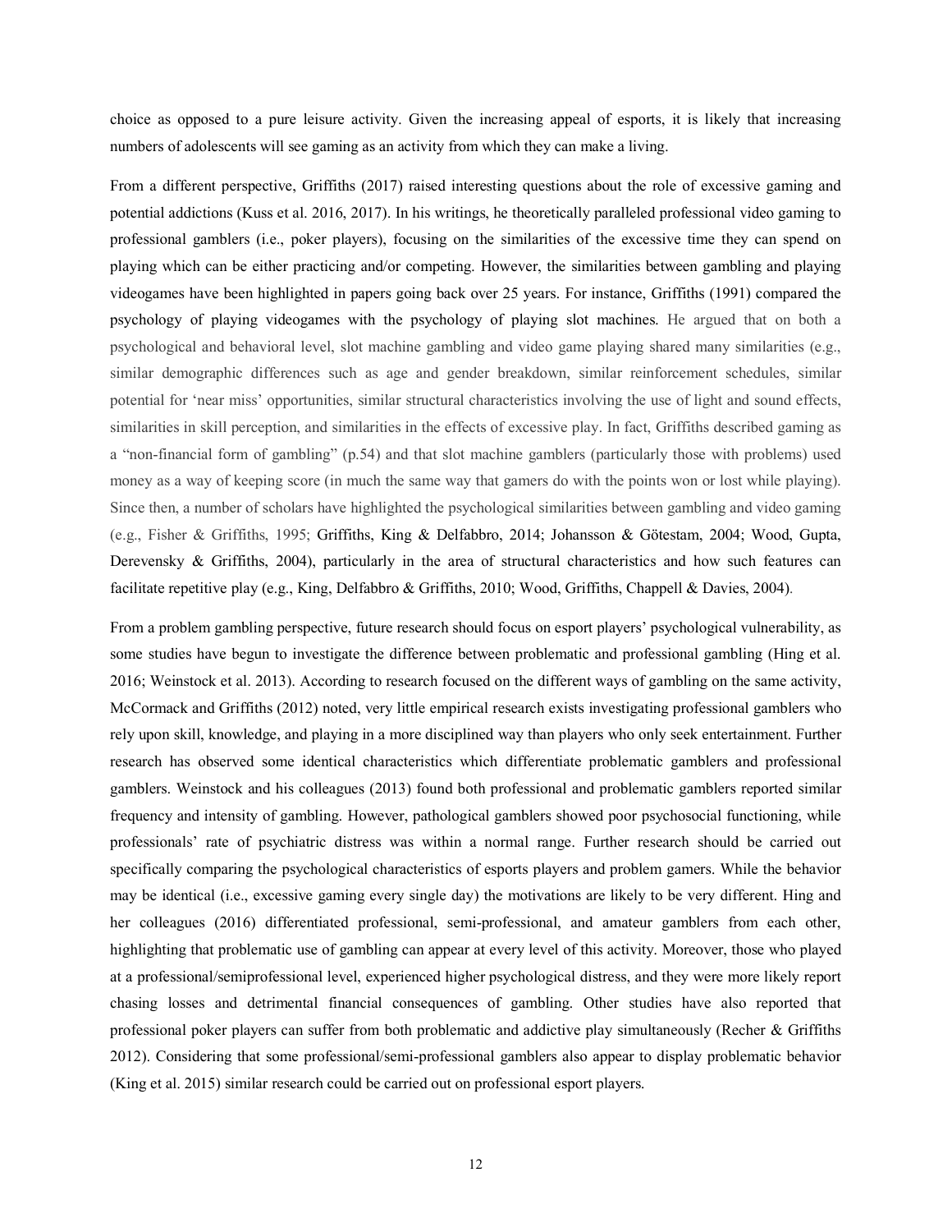choice as opposed to a pure leisure activity. Given the increasing appeal of esports, it is likely that increasing numbers of adolescents will see gaming as an activity from which they can make a living.

From a different perspective, Griffiths (2017) raised interesting questions about the role of excessive gaming and potential addictions (Kuss et al. 2016, 2017). In his writings, he theoretically paralleled professional video gaming to professional gamblers (i.e., poker players), focusing on the similarities of the excessive time they can spend on playing which can be either practicing and/or competing. However, the similarities between gambling and playing videogames have been highlighted in papers going back over 25 years. For instance, Griffiths (1991) compared the psychology of playing videogames with the psychology of playing slot machines. He argued that on both a psychological and behavioral level, slot machine gambling and video game playing shared many similarities (e.g., similar demographic differences such as age and gender breakdown, similar reinforcement schedules, similar potential for 'near miss' opportunities, similar structural characteristics involving the use of light and sound effects, similarities in skill perception, and similarities in the effects of excessive play. In fact, Griffiths described gaming as a "non-financial form of gambling" (p.54) and that slot machine gamblers (particularly those with problems) used money as a way of keeping score (in much the same way that gamers do with the points won or lost while playing). Since then, a number of scholars have highlighted the psychological similarities between gambling and video gaming (e.g., Fisher & Griffiths, 1995; Griffiths, King & Delfabbro, 2014; Johansson & Götestam, 2004; Wood, Gupta, Derevensky & Griffiths, 2004), particularly in the area of structural characteristics and how such features can facilitate repetitive play (e.g., King, Delfabbro & Griffiths, 2010; Wood, Griffiths, Chappell & Davies, 2004).

From a problem gambling perspective, future research should focus on esport players' psychological vulnerability, as some studies have begun to investigate the difference between problematic and professional gambling (Hing et al. 2016; Weinstock et al. 2013). According to research focused on the different ways of gambling on the same activity, McCormack and Griffiths (2012) noted, very little empirical research exists investigating professional gamblers who rely upon skill, knowledge, and playing in a more disciplined way than players who only seek entertainment. Further research has observed some identical characteristics which differentiate problematic gamblers and professional gamblers. Weinstock and his colleagues (2013) found both professional and problematic gamblers reported similar frequency and intensity of gambling. However, pathological gamblers showed poor psychosocial functioning, while professionals' rate of psychiatric distress was within a normal range. Further research should be carried out specifically comparing the psychological characteristics of esports players and problem gamers. While the behavior may be identical (i.e., excessive gaming every single day) the motivations are likely to be very different. Hing and her colleagues (2016) differentiated professional, semi-professional, and amateur gamblers from each other, highlighting that problematic use of gambling can appear at every level of this activity. Moreover, those who played at a professional/semiprofessional level, experienced higher psychological distress, and they were more likely report chasing losses and detrimental financial consequences of gambling. Other studies have also reported that professional poker players can suffer from both problematic and addictive play simultaneously (Recher & Griffiths 2012). Considering that some professional/semi-professional gamblers also appear to display problematic behavior (King et al. 2015) similar research could be carried out on professional esport players.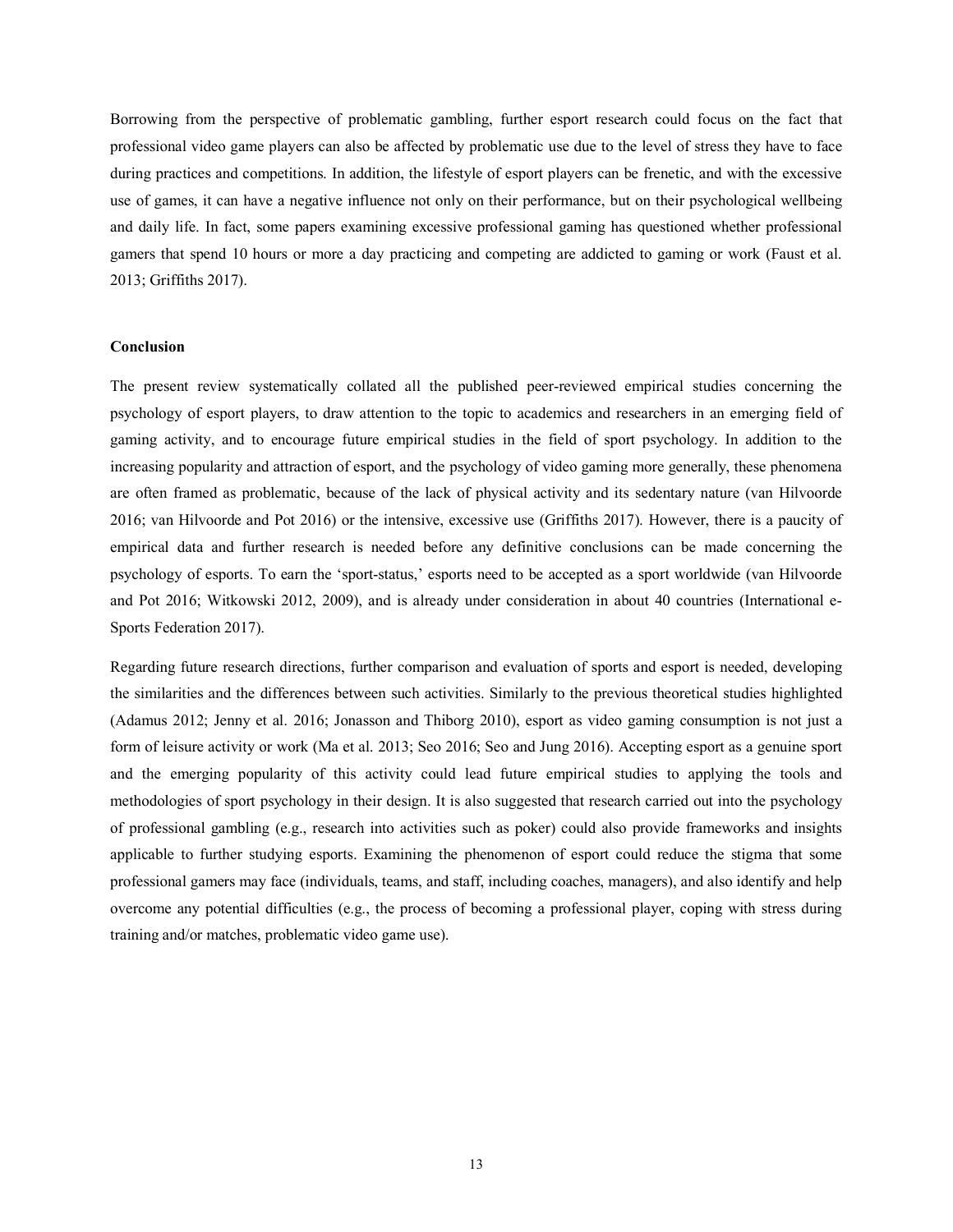Borrowing from the perspective of problematic gambling, further esport research could focus on the fact that professional video game players can also be affected by problematic use due to the level of stress they have to face during practices and competitions. In addition, the lifestyle of esport players can be frenetic, and with the excessive use of games, it can have a negative influence not only on their performance, but on their psychological wellbeing and daily life. In fact, some papers examining excessive professional gaming has questioned whether professional gamers that spend 10 hours or more a day practicing and competing are addicted to gaming or work (Faust et al. 2013; Griffiths 2017).

**Conclusion**

The present review systematically collated all the published peer-reviewed empirical studies concerning the psychology of esport players, to draw attention to the topic to academics and researchers in an emerging field of gaming activity, and to encourage future empirical studies in the field of sport psychology. In addition to the increasing popularity and attraction of esport, and the psychology of video gaming more generally, these phenomena are often framed as problematic, because of the lack of physical activity and its sedentary nature (van Hilvoorde 2016; van Hilvoorde and Pot 2016) or the intensive, excessive use (Griffiths 2017). However, there is a paucity of empirical data and further research is needed before any definitive conclusions can be made concerning the psychology of esports. To earn the 'sport-status,' esports need to be accepted as a sport worldwide (van Hilvoorde and Pot 2016; Witkowski 2012, 2009), and is already under consideration in about 40 countries (International e-Sports Federation 2017).

Regarding future research directions, further comparison and evaluation of sports and esport is needed, developing the similarities and the differences between such activities. Similarly to the previous theoretical studies highlighted (Adamus 2012; Jenny et al. 2016; Jonasson and Thiborg 2010), esport as video gaming consumption is not just a form of leisure activity or work (Ma et al. 2013; Seo 2016; Seo and Jung 2016). Accepting esport as a genuine sport and the emerging popularity of this activity could lead future empirical studies to applying the tools and methodologies of sport psychology in their design. It is also suggested that research carried out into the psychology of professional gambling (e.g., research into activities such as poker) could also provide frameworks and insights applicable to further studying esports. Examining the phenomenon of esport could reduce the stigma that some professional gamers may face (individuals, teams, and staff, including coaches, managers), and also identify and help overcome any potential difficulties (e.g., the process of becoming a professional player, coping with stress during training and/or matches, problematic video game use).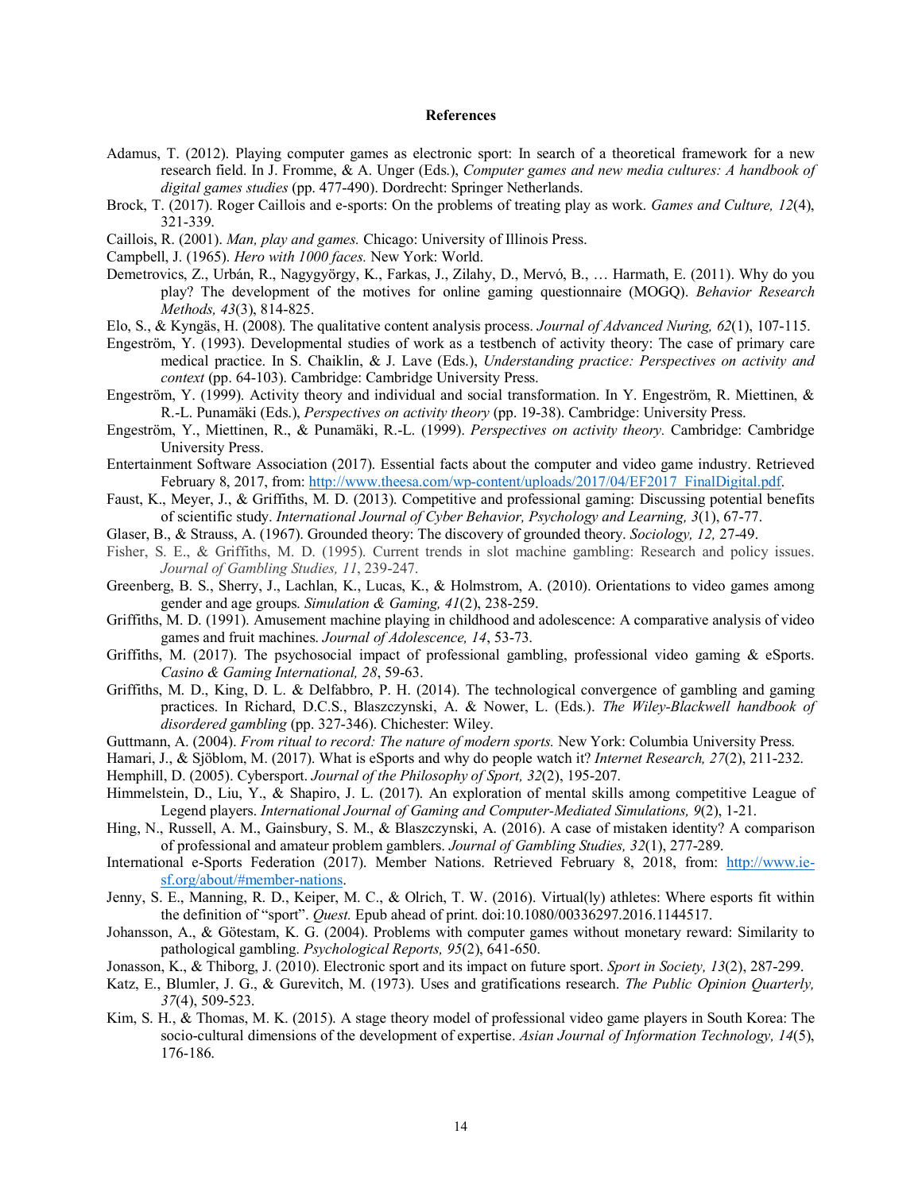# References

Adamus, T. (2012). Playing computer games as electronic sport: In search of a theoretical framework for a new research field. In J. Fromme, & A. Unger (Eds.), *Computer games and new media cultures: A handbook of digital games studies* (pp. 477-490). Dordrecht: Springer Netherlands.

Brock, T. (2017). Roger Caillois and e-sports: On the problems of treating play as work. *Games and Culture, 12*(4), 321-339.

Caillois, R. (2001). *Man, play and games.* Chicago: University of Illinois Press.

Campbell, J. (1965). *Hero with 1000 faces.* New York: World.

Demetrovics, Z., Urbán, R., Nagygyörgy, K., Farkas, J., Zilahy, D., Mervó, B., … Harmath, E. (2011). Why do you play? The development of the motives for online gaming questionnaire (MOGQ). *Behavior Research Methods, 43*(3), 814-825.

Elo, S., & Kyngäs, H. (2008). The qualitative content analysis process. *Journal of Advanced Nuring, 62*(1), 107-115.

Engeström, Y. (1993). Developmental studies of work as a testbench of activity theory: The case of primary care medical practice. In S. Chaiklin, & J. Lave (Eds.), *Understanding practice: Perspectives on activity and context* (pp. 64-103). Cambridge: Cambridge University Press.

Engeström, Y. (1999). Activity theory and individual and social transformation. In Y. Engeström, R. Miettinen, & R.-L. Punamäki (Eds.), *Perspectives on activity theory* (pp. 19-38). Cambridge: University Press.

Engeström, Y., Miettinen, R., & Punamäki, R.-L. (1999). *Perspectives on activity theory.* Cambridge: Cambridge University Press.

Entertainment Software Association (2017). Essential facts about the computer and video game industry. Retrieved February 8, 2017, from: http://www.theesa.com/wp-content/uploads/2017/04/EF2017_FinalDigital.pdf.

Faust, K., Meyer, J., & Griffiths, M. D. (2013). Competitive and professional gaming: Discussing potential benefits of scientific study. *International Journal of Cyber Behavior, Psychology and Learning, 3*(1), 67-77.

Glaser, B., & Strauss, A. (1967). Grounded theory: The discovery of grounded theory. *Sociology, 12,* 27-49.

Fisher, S. E., & Griffiths, M. D. (1995). Current trends in slot machine gambling: Research and policy issues. *Journal of Gambling Studies, 11*, 239-247.

Greenberg, B. S., Sherry, J., Lachlan, K., Lucas, K., & Holmstrom, A. (2010). Orientations to video games among gender and age groups. *Simulation & Gaming, 41*(2), 238-259.

Griffiths, M. D. (1991). Amusement machine playing in childhood and adolescence: A comparative analysis of video games and fruit machines. *Journal of Adolescence, 14*, 53-73.

Griffiths, M. (2017). The psychosocial impact of professional gambling, professional video gaming & eSports. *Casino & Gaming International, 28*, 59-63.

Griffiths, M. D., King, D. L. & Delfabbro, P. H. (2014). The technological convergence of gambling and gaming practices. In Richard, D.C.S., Blaszczynski, A. & Nower, L. (Eds.). *The Wiley-Blackwell handbook of disordered gambling* (pp. 327-346). Chichester: Wiley.

Guttmann, A. (2004). *From ritual to record: The nature of modern sports.* New York: Columbia University Press.

Hamari, J., & Sjöblom, M. (2017). What is eSports and why do people watch it? *Internet Research, 27*(2), 211-232.

Hemphill, D. (2005). Cybersport. *Journal of the Philosophy of Sport, 32*(2), 195-207.

Himmelstein, D., Liu, Y., & Shapiro, J. L. (2017). An exploration of mental skills among competitive League of Legend players. *International Journal of Gaming and Computer-Mediated Simulations, 9*(2), 1-21.

Hing, N., Russell, A. M., Gainsbury, S. M., & Blaszczynski, A. (2016). A case of mistaken identity? A comparison of professional and amateur problem gamblers. *Journal of Gambling Studies, 32*(1), 277-289.

International e-Sports Federation (2017). Member Nations. Retrieved February 8, 2018, from: http://www.ie-sf.org/about/#member-nations.

Jenny, S. E., Manning, R. D., Keiper, M. C., & Olrich, T. W. (2016). Virtual(ly) athletes: Where esports fit within the definition of "sport". *Quest.* Epub ahead of print. doi:10.1080/00336297.2016.1144517.

Johansson, A., & Götestam, K. G. (2004). Problems with computer games without monetary reward: Similarity to pathological gambling. *Psychological Reports, 95*(2), 641-650.

Jonasson, K., & Thiborg, J. (2010). Electronic sport and its impact on future sport. *Sport in Society, 13*(2), 287-299.

Katz, E., Blumler, J. G., & Gurevitch, M. (1973). Uses and gratifications research. *The Public Opinion Quarterly, 37*(4), 509-523.

Kim, S. H., & Thomas, M. K. (2015). A stage theory model of professional video game players in South Korea: The socio-cultural dimensions of the development of expertise. *Asian Journal of Information Technology, 14*(5), 176-186.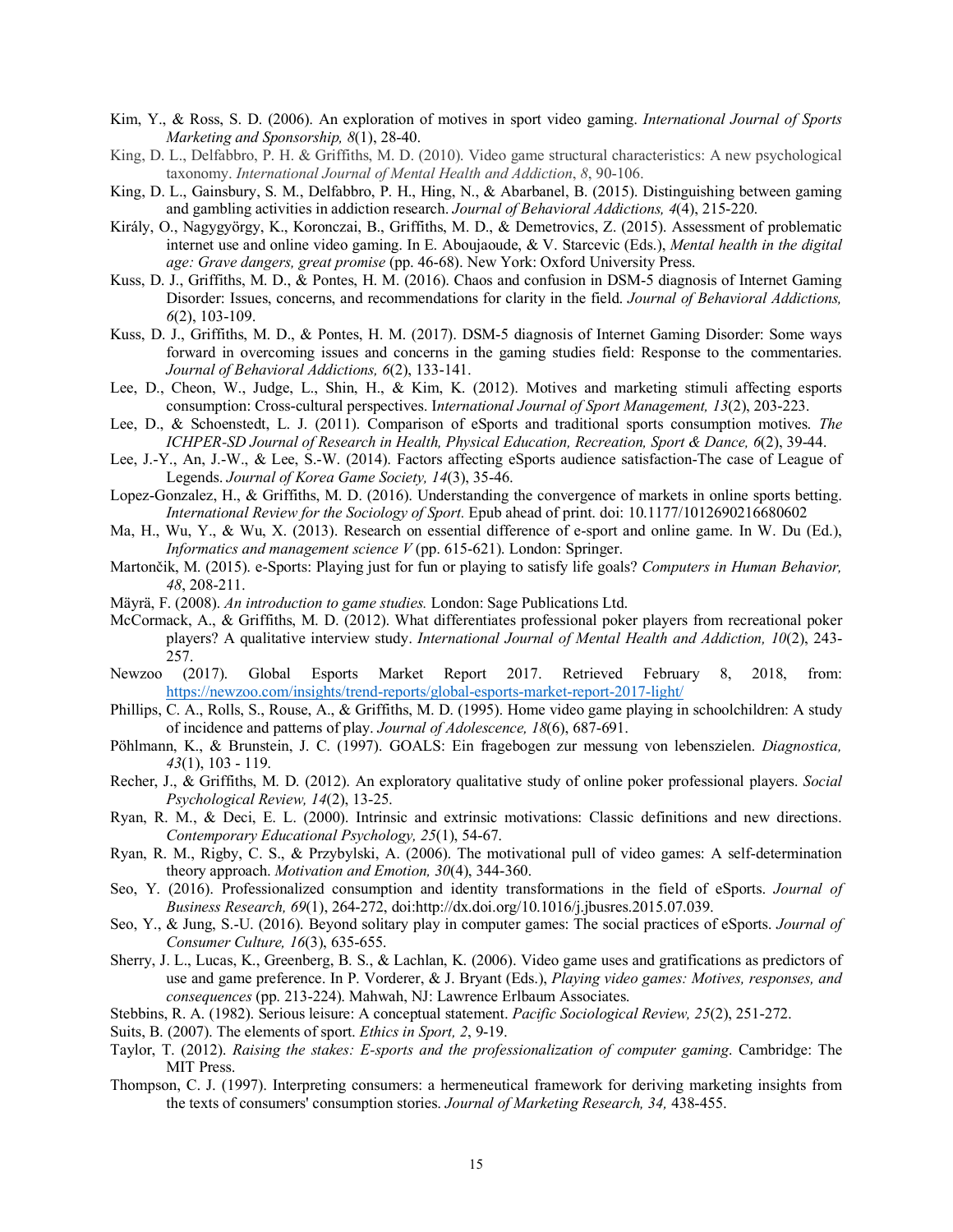Kim, Y., & Ross, S. D. (2006). An exploration of motives in sport video gaming. *International Journal of Sports Marketing and Sponsorship, 8*(1), 28-40.

King, D. L., Delfabbro, P. H. & Griffiths, M. D. (2010). Video game structural characteristics: A new psychological taxonomy. *International Journal of Mental Health and Addiction*, *8*, 90-106.

King, D. L., Gainsbury, S. M., Delfabbro, P. H., Hing, N., & Abarbanel, B. (2015). Distinguishing between gaming and gambling activities in addiction research. *Journal of Behavioral Addictions, 4*(4), 215-220.

Király, O., Nagygyörgy, K., Koronczai, B., Griffiths, M. D., & Demetrovics, Z. (2015). Assessment of problematic internet use and online video gaming. In E. Aboujaoude, & V. Starcevic (Eds.), *Mental health in the digital age: Grave dangers, great promise* (pp. 46-68). New York: Oxford University Press.

Kuss, D. J., Griffiths, M. D., & Pontes, H. M. (2016). Chaos and confusion in DSM-5 diagnosis of Internet Gaming Disorder: Issues, concerns, and recommendations for clarity in the field. *Journal of Behavioral Addictions, 6*(2), 103-109.

Kuss, D. J., Griffiths, M. D., & Pontes, H. M. (2017). DSM-5 diagnosis of Internet Gaming Disorder: Some ways forward in overcoming issues and concerns in the gaming studies field: Response to the commentaries. *Journal of Behavioral Addictions, 6*(2), 133-141.

Lee, D., Cheon, W., Judge, L., Shin, H., & Kim, K. (2012). Motives and marketing stimuli affecting esports consumption: Cross-cultural perspectives. I*nternational Journal of Sport Management, 13*(2), 203-223.

Lee, D., & Schoenstedt, L. J. (2011). Comparison of eSports and traditional sports consumption motives. *The ICHPER-SD Journal of Research in Health, Physical Education, Recreation, Sport & Dance, 6*(2), 39-44.

Lee, J.-Y., An, J.-W., & Lee, S.-W. (2014). Factors affecting eSports audience satisfaction-The case of League of Legends. *Journal of Korea Game Society, 14*(3), 35-46.

Lopez-Gonzalez, H., & Griffiths, M. D. (2016). Understanding the convergence of markets in online sports betting. *International Review for the Sociology of Sport.* Epub ahead of print. doi: 10.1177/1012690216680602

Ma, H., Wu, Y., & Wu, X. (2013). Research on essential difference of e-sport and online game. In W. Du (Ed.), *Informatics and management science V* (pp. 615-621). London: Springer.

Martončik, M. (2015). e-Sports: Playing just for fun or playing to satisfy life goals? *Computers in Human Behavior, 48*, 208-211.

Mäyrä, F. (2008). *An introduction to game studies.* London: Sage Publications Ltd.

McCormack, A., & Griffiths, M. D. (2012). What differentiates professional poker players from recreational poker players? A qualitative interview study. *International Journal of Mental Health and Addiction, 10*(2), 243-257.

Newzoo (2017). Global Esports Market Report 2017. Retrieved February 8, 2018, from: https://newzoo.com/insights/trend-reports/global-esports-market-report-2017-light/

Phillips, C. A., Rolls, S., Rouse, A., & Griffiths, M. D. (1995). Home video game playing in schoolchildren: A study of incidence and patterns of play. *Journal of Adolescence, 18*(6), 687-691.

Pöhlmann, K., & Brunstein, J. C. (1997). GOALS: Ein fragebogen zur messung von lebenszielen. *Diagnostica, 43*(1), 103 - 119.

Recher, J., & Griffiths, M. D. (2012). An exploratory qualitative study of online poker professional players. *Social Psychological Review, 14*(2), 13-25.

Ryan, R. M., & Deci, E. L. (2000). Intrinsic and extrinsic motivations: Classic definitions and new directions. *Contemporary Educational Psychology, 25*(1), 54-67.

Ryan, R. M., Rigby, C. S., & Przybylski, A. (2006). The motivational pull of video games: A self-determination theory approach. *Motivation and Emotion, 30*(4), 344-360.

Seo, Y. (2016). Professionalized consumption and identity transformations in the field of eSports. *Journal of Business Research, 69*(1), 264-272, doi:http://dx.doi.org/10.1016/j.jbusres.2015.07.039.

Seo, Y., & Jung, S.-U. (2016). Beyond solitary play in computer games: The social practices of eSports. *Journal of Consumer Culture, 16*(3), 635-655.

Sherry, J. L., Lucas, K., Greenberg, B. S., & Lachlan, K. (2006). Video game uses and gratifications as predictors of use and game preference. In P. Vorderer, & J. Bryant (Eds.), *Playing video games: Motives, responses, and consequences* (pp. 213-224). Mahwah, NJ: Lawrence Erlbaum Associates.

Stebbins, R. A. (1982). Serious leisure: A conceptual statement. *Pacific Sociological Review, 25*(2), 251-272.

Suits, B. (2007). The elements of sport. *Ethics in Sport, 2*, 9-19.

Taylor, T. (2012). *Raising the stakes: E-sports and the professionalization of computer gaming*. Cambridge: The MIT Press.

Thompson, C. J. (1997). Interpreting consumers: a hermeneutical framework for deriving marketing insights from the texts of consumers' consumption stories. *Journal of Marketing Research, 34,* 438-455.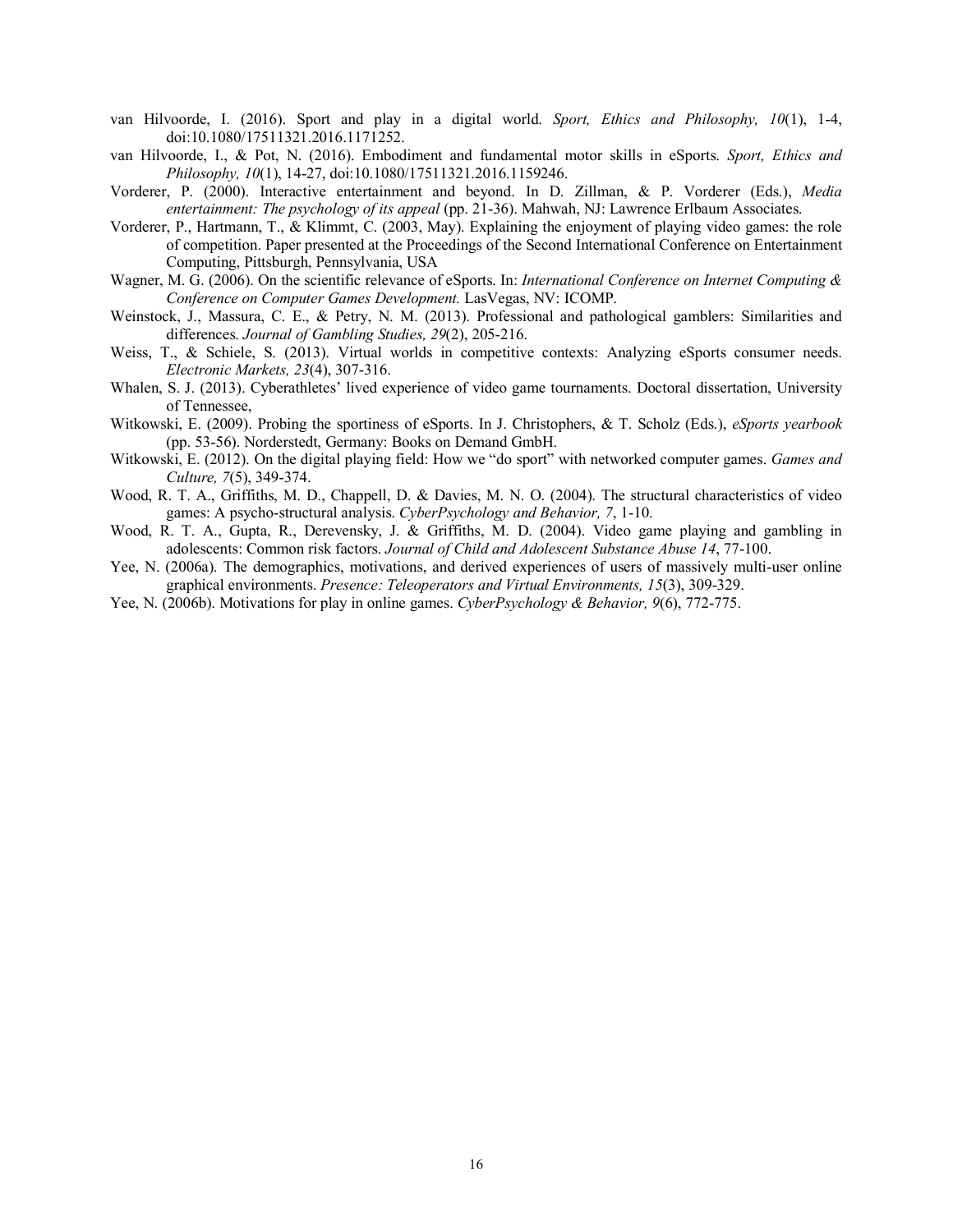van Hilvoorde, I. (2016). Sport and play in a digital world. *Sport, Ethics and Philosophy, 10*(1), 1-4, doi:10.1080/17511321.2016.1171252.

van Hilvoorde, I., & Pot, N. (2016). Embodiment and fundamental motor skills in eSports. *Sport, Ethics and Philosophy, 10*(1), 14-27, doi:10.1080/17511321.2016.1159246.

Vorderer, P. (2000). Interactive entertainment and beyond. In D. Zillman, & P. Vorderer (Eds.), *Media entertainment: The psychology of its appeal* (pp. 21-36). Mahwah, NJ: Lawrence Erlbaum Associates.

Vorderer, P., Hartmann, T., & Klimmt, C. (2003, May). Explaining the enjoyment of playing video games: the role of competition. Paper presented at the Proceedings of the Second International Conference on Entertainment Computing, Pittsburgh, Pennsylvania, USA

Wagner, M. G. (2006). On the scientific relevance of eSports. In: *International Conference on Internet Computing & Conference on Computer Games Development.* LasVegas, NV: ICOMP.

Weinstock, J., Massura, C. E., & Petry, N. M. (2013). Professional and pathological gamblers: Similarities and differences. *Journal of Gambling Studies, 29*(2), 205-216.

Weiss, T., & Schiele, S. (2013). Virtual worlds in competitive contexts: Analyzing eSports consumer needs. *Electronic Markets, 23*(4), 307-316.

Whalen, S. J. (2013). Cyberathletes' lived experience of video game tournaments. Doctoral dissertation, University of Tennessee,

Witkowski, E. (2009). Probing the sportiness of eSports. In J. Christophers, & T. Scholz (Eds.), *eSports yearbook* (pp. 53-56). Norderstedt, Germany: Books on Demand GmbH.

Witkowski, E. (2012). On the digital playing field: How we "do sport" with networked computer games. *Games and Culture, 7*(5), 349-374.

Wood, R. T. A., Griffiths, M. D., Chappell, D. & Davies, M. N. O. (2004). The structural characteristics of video games: A psycho-structural analysis. *CyberPsychology and Behavior, 7*, 1-10.

Wood, R. T. A., Gupta, R., Derevensky, J. & Griffiths, M. D. (2004). Video game playing and gambling in adolescents: Common risk factors. *Journal of Child and Adolescent Substance Abuse 14*, 77-100.

Yee, N. (2006a). The demographics, motivations, and derived experiences of users of massively multi-user online graphical environments. *Presence: Teleoperators and Virtual Environments, 15*(3), 309-329.

Yee, N. (2006b). Motivations for play in online games. *CyberPsychology & Behavior, 9*(6), 772-775.